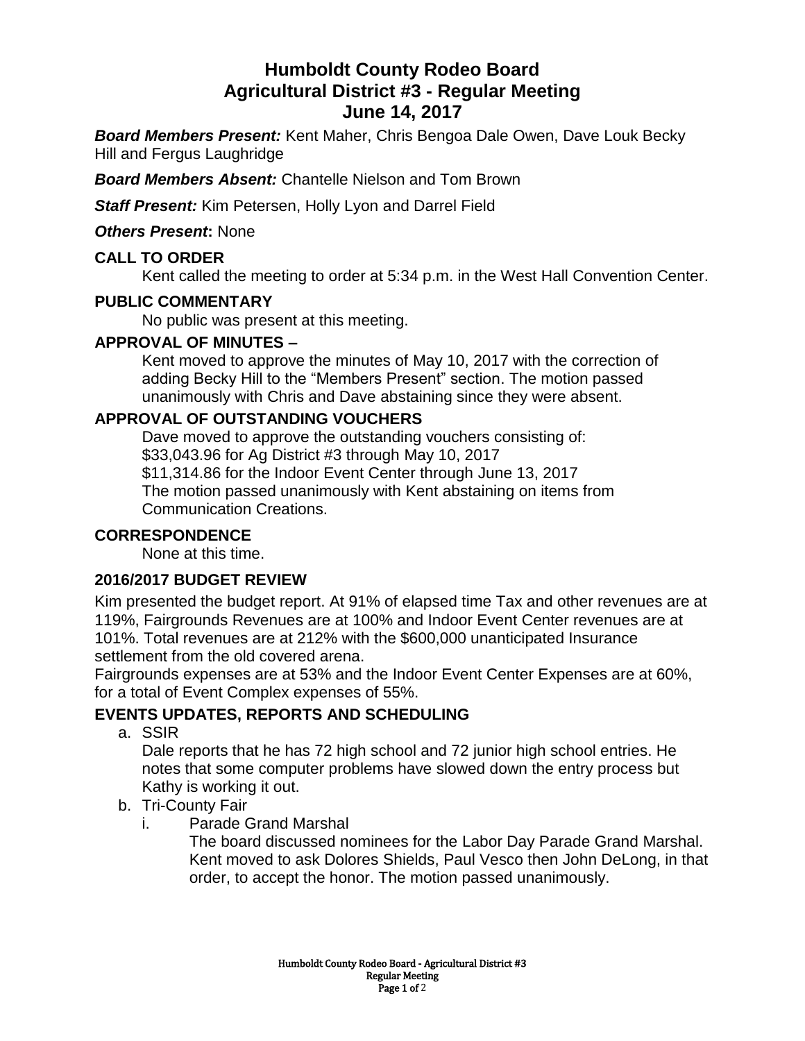# Humboldt County Rodeo Board
# Agricultural District #3 - Regular Meeting
# June 14, 2017

***Board Members Present:*** Kent Maher, Chris Bengoa Dale Owen, Dave Louk Becky Hill and Fergus Laughridge

***Board Members Absent:*** Chantelle Nielson and Tom Brown

***Staff Present:*** Kim Petersen, Holly Lyon and Darrel Field

***Others Present*:** None

## CALL TO ORDER

Kent called the meeting to order at 5:34 p.m. in the West Hall Convention Center.

## PUBLIC COMMENTARY

No public was present at this meeting.

## APPROVAL OF MINUTES –

Kent moved to approve the minutes of May 10, 2017 with the correction of adding Becky Hill to the "Members Present" section. The motion passed unanimously with Chris and Dave abstaining since they were absent.

## APPROVAL OF OUTSTANDING VOUCHERS

Dave moved to approve the outstanding vouchers consisting of:
$33,043.96 for Ag District #3 through May 10, 2017
$11,314.86 for the Indoor Event Center through June 13, 2017
The motion passed unanimously with Kent abstaining on items from Communication Creations.

## CORRESPONDENCE

None at this time.

## 2016/2017 BUDGET REVIEW

Kim presented the budget report. At 91% of elapsed time Tax and other revenues are at 119%, Fairgrounds Revenues are at 100% and Indoor Event Center revenues are at 101%. Total revenues are at 212% with the $600,000 unanticipated Insurance settlement from the old covered arena.
Fairgrounds expenses are at 53% and the Indoor Event Center Expenses are at 60%, for a total of Event Complex expenses of 55%.

## EVENTS UPDATES, REPORTS AND SCHEDULING

a. SSIR

   Dale reports that he has 72 high school and 72 junior high school entries. He notes that some computer problems have slowed down the entry process but Kathy is working it out.

b. Tri-County Fair

   i. Parade Grand Marshal

      The board discussed nominees for the Labor Day Parade Grand Marshal. Kent moved to ask Dolores Shields, Paul Vesco then John DeLong, in that order, to accept the honor. The motion passed unanimously.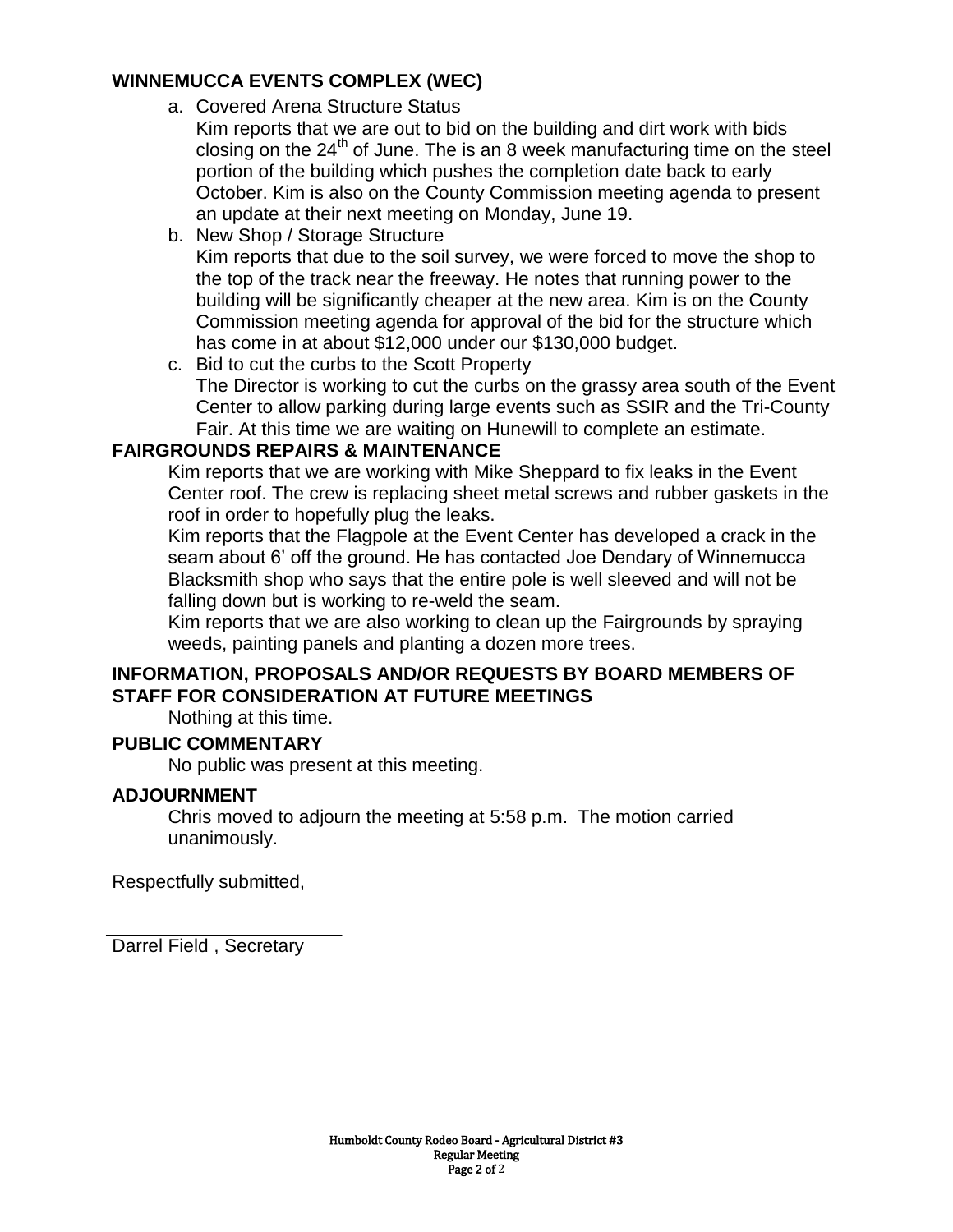## WINNEMUCCA EVENTS COMPLEX (WEC)

a. Covered Arena Structure Status
   Kim reports that we are out to bid on the building and dirt work with bids closing on the 24th of June. The is an 8 week manufacturing time on the steel portion of the building which pushes the completion date back to early October. Kim is also on the County Commission meeting agenda to present an update at their next meeting on Monday, June 19.
b. New Shop / Storage Structure
   Kim reports that due to the soil survey, we were forced to move the shop to the top of the track near the freeway. He notes that running power to the building will be significantly cheaper at the new area. Kim is on the County Commission meeting agenda for approval of the bid for the structure which has come in at about $12,000 under our $130,000 budget.
c. Bid to cut the curbs to the Scott Property
   The Director is working to cut the curbs on the grassy area south of the Event Center to allow parking during large events such as SSIR and the Tri-County Fair. At this time we are waiting on Hunewill to complete an estimate.

## FAIRGROUNDS REPAIRS & MAINTENANCE

Kim reports that we are working with Mike Sheppard to fix leaks in the Event Center roof. The crew is replacing sheet metal screws and rubber gaskets in the roof in order to hopefully plug the leaks.

Kim reports that the Flagpole at the Event Center has developed a crack in the seam about 6' off the ground. He has contacted Joe Dendary of Winnemucca Blacksmith shop who says that the entire pole is well sleeved and will not be falling down but is working to re-weld the seam.

Kim reports that we are also working to clean up the Fairgrounds by spraying weeds, painting panels and planting a dozen more trees.

## INFORMATION, PROPOSALS AND/OR REQUESTS BY BOARD MEMBERS OF STAFF FOR CONSIDERATION AT FUTURE MEETINGS

Nothing at this time.

## PUBLIC COMMENTARY

No public was present at this meeting.

## ADJOURNMENT

Chris moved to adjourn the meeting at 5:58 p.m. The motion carried unanimously.

Respectfully submitted,

Darrel Field , Secretary